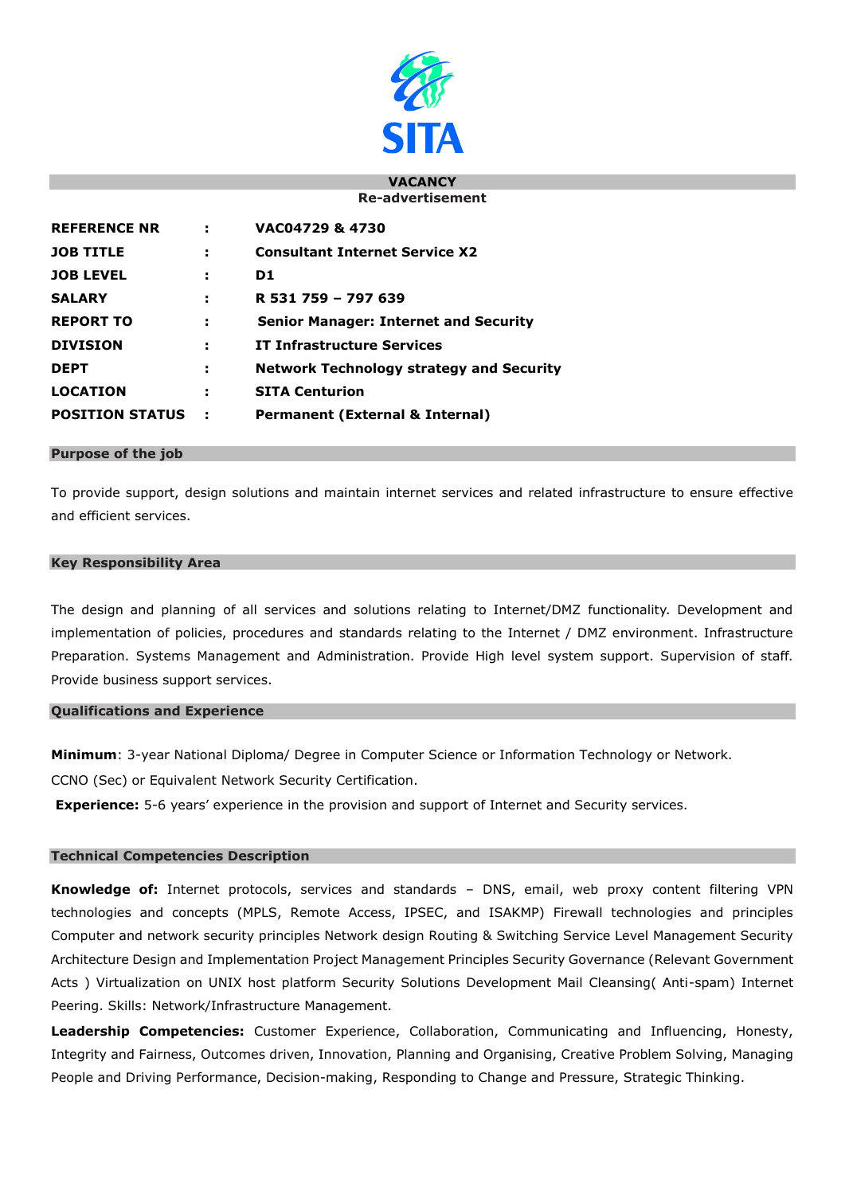SITA

## VACANCY

**Re-advertisement**

| | | |
|---|---|---|
| **REFERENCE NR** | **:** | **VAC04729 & 4730** |
| **JOB TITLE** | **:** | **Consultant Internet Service X2** |
| **JOB LEVEL** | **:** | **D1** |
| **SALARY** | **:** | **R 531 759 – 797 639** |
| **REPORT TO** | **:** | **Senior Manager: Internet and Security** |
| **DIVISION** | **:** | **IT Infrastructure Services** |
| **DEPT** | **:** | **Network Technology strategy and Security** |
| **LOCATION** | **:** | **SITA Centurion** |
| **POSITION STATUS** | **:** | **Permanent (External & Internal)** |

### Purpose of the job

To provide support, design solutions and maintain internet services and related infrastructure to ensure effective and efficient services.

### Key Responsibility Area

The design and planning of all services and solutions relating to Internet/DMZ functionality. Development and implementation of policies, procedures and standards relating to the Internet / DMZ environment. Infrastructure Preparation. Systems Management and Administration. Provide High level system support. Supervision of staff. Provide business support services.

### Qualifications and Experience

**Minimum**: 3-year National Diploma/ Degree in Computer Science or Information Technology or Network.

CCNO (Sec) or Equivalent Network Security Certification.

**Experience:** 5-6 years' experience in the provision and support of Internet and Security services.

### Technical Competencies Description

**Knowledge of:** Internet protocols, services and standards – DNS, email, web proxy content filtering VPN technologies and concepts (MPLS, Remote Access, IPSEC, and ISAKMP) Firewall technologies and principles Computer and network security principles Network design Routing & Switching Service Level Management Security Architecture Design and Implementation Project Management Principles Security Governance (Relevant Government Acts ) Virtualization on UNIX host platform Security Solutions Development Mail Cleansing( Anti-spam) Internet Peering. Skills: Network/Infrastructure Management.

**Leadership Competencies:** Customer Experience, Collaboration, Communicating and Influencing, Honesty, Integrity and Fairness, Outcomes driven, Innovation, Planning and Organising, Creative Problem Solving, Managing People and Driving Performance, Decision-making, Responding to Change and Pressure, Strategic Thinking.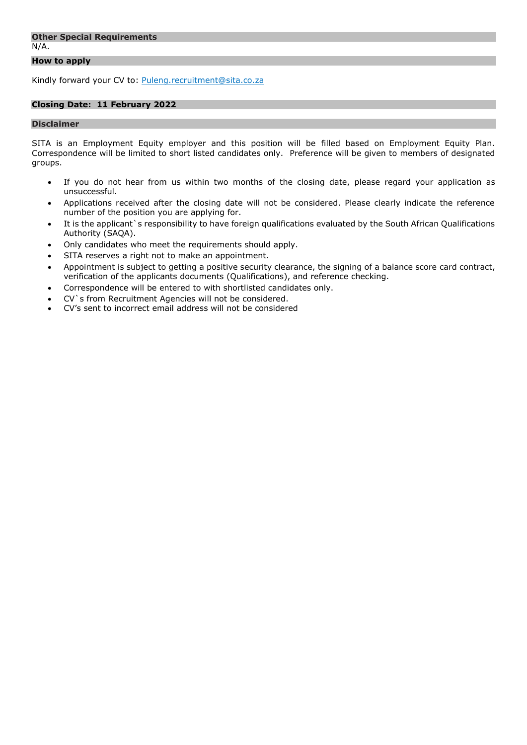## Other Special Requirements

N/A.

## How to apply

Kindly forward your CV to: Puleng.recruitment@sita.co.za

## Closing Date: 11 February 2022

## Disclaimer

SITA is an Employment Equity employer and this position will be filled based on Employment Equity Plan. Correspondence will be limited to short listed candidates only. Preference will be given to members of designated groups.

- If you do not hear from us within two months of the closing date, please regard your application as unsuccessful.
- Applications received after the closing date will not be considered. Please clearly indicate the reference number of the position you are applying for.
- It is the applicant`s responsibility to have foreign qualifications evaluated by the South African Qualifications Authority (SAQA).
- Only candidates who meet the requirements should apply.
- SITA reserves a right not to make an appointment.
- Appointment is subject to getting a positive security clearance, the signing of a balance score card contract, verification of the applicants documents (Qualifications), and reference checking.
- Correspondence will be entered to with shortlisted candidates only.
- CV`s from Recruitment Agencies will not be considered.
- CV's sent to incorrect email address will not be considered